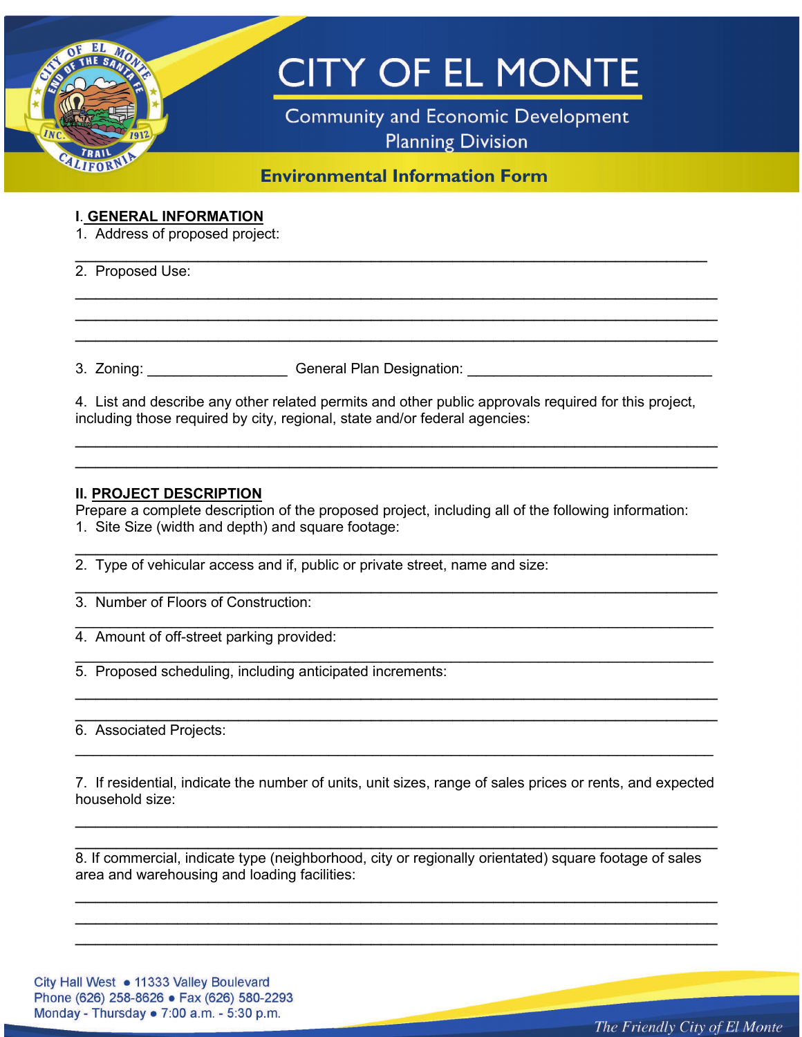# CITY OF EL MONTE

Community and Economic Development
Planning Division

## Environmental Information Form

### I. GENERAL INFORMATION

1. Address of proposed project:

_______________________________________________________________________________

2. Proposed Use:

_______________________________________________________________________________
_______________________________________________________________________________
_______________________________________________________________________________

3. Zoning: __________________ General Plan Designation: _______________________________

4. List and describe any other related permits and other public approvals required for this project, including those required by city, regional, state and/or federal agencies:

_______________________________________________________________________________
_______________________________________________________________________________

### II. PROJECT DESCRIPTION

Prepare a complete description of the proposed project, including all of the following information:

1. Site Size (width and depth) and square footage:

_______________________________________________________________________________

2. Type of vehicular access and if, public or private street, name and size:

_______________________________________________________________________________

3. Number of Floors of Construction:

_______________________________________________________________________________

4. Amount of off-street parking provided:

_______________________________________________________________________________

5. Proposed scheduling, including anticipated increments:

_______________________________________________________________________________
_______________________________________________________________________________

6. Associated Projects:

_______________________________________________________________________________

7. If residential, indicate the number of units, unit sizes, range of sales prices or rents, and expected household size:

_______________________________________________________________________________
_______________________________________________________________________________

8. If commercial, indicate type (neighborhood, city or regionally orientated) square footage of sales area and warehousing and loading facilities:

_______________________________________________________________________________
_______________________________________________________________________________
_______________________________________________________________________________

City Hall West • 11333 Valley Boulevard
Phone (626) 258-8626 • Fax (626) 580-2293
Monday - Thursday • 7:00 a.m. - 5:30 p.m.

*The Friendly City of El Monte*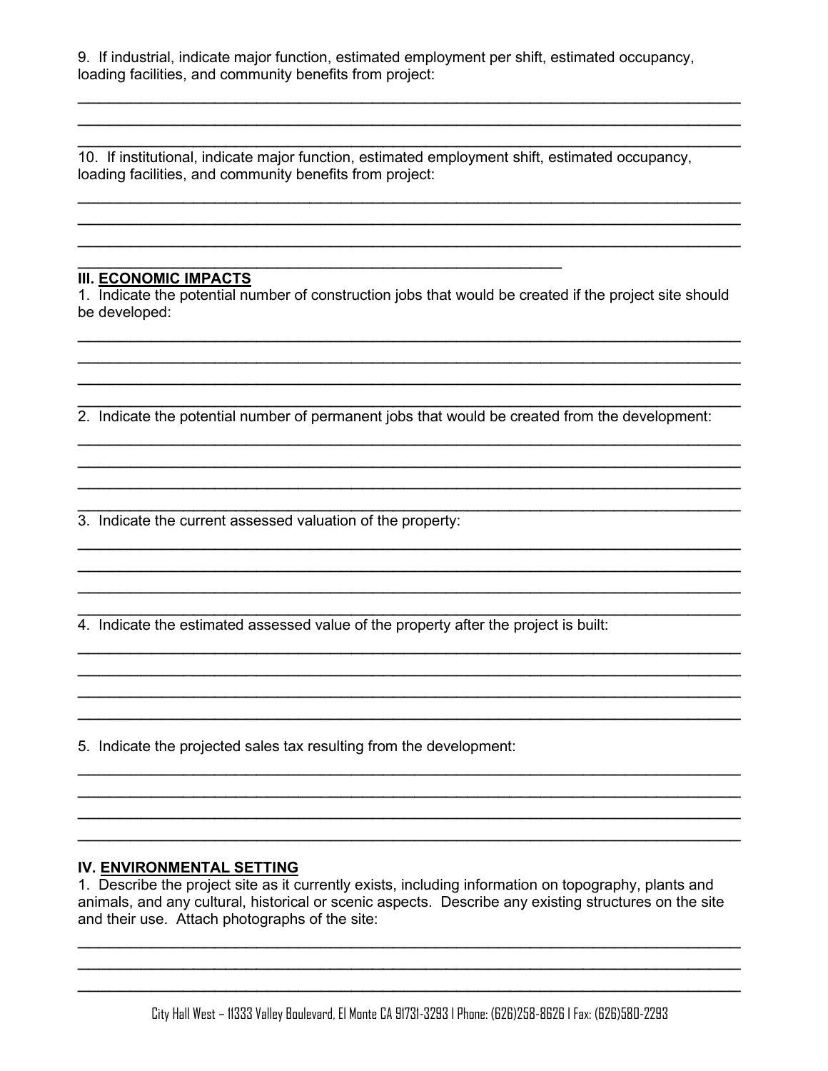9. If industrial, indicate major function, estimated employment per shift, estimated occupancy, loading facilities, and community benefits from project:

___________________________________________________________________________
___________________________________________________________________________
___________________________________________________________________________

10. If institutional, indicate major function, estimated employment shift, estimated occupancy, loading facilities, and community benefits from project:

___________________________________________________________________________
___________________________________________________________________________
___________________________________________________________________________
_____________________________________________________________

## III. ECONOMIC IMPACTS

1. Indicate the potential number of construction jobs that would be created if the project site should be developed:

___________________________________________________________________________
___________________________________________________________________________
___________________________________________________________________________
___________________________________________________________________________

2. Indicate the potential number of permanent jobs that would be created from the development:

___________________________________________________________________________
___________________________________________________________________________
___________________________________________________________________________
___________________________________________________________________________

3. Indicate the current assessed valuation of the property:

___________________________________________________________________________
___________________________________________________________________________
___________________________________________________________________________
___________________________________________________________________________

4. Indicate the estimated assessed value of the property after the project is built:

___________________________________________________________________________
___________________________________________________________________________
___________________________________________________________________________
___________________________________________________________________________

5. Indicate the projected sales tax resulting from the development:

___________________________________________________________________________
___________________________________________________________________________
___________________________________________________________________________
___________________________________________________________________________

## IV. ENVIRONMENTAL SETTING

1. Describe the project site as it currently exists, including information on topography, plants and animals, and any cultural, historical or scenic aspects. Describe any existing structures on the site and their use. Attach photographs of the site:

___________________________________________________________________________
___________________________________________________________________________
___________________________________________________________________________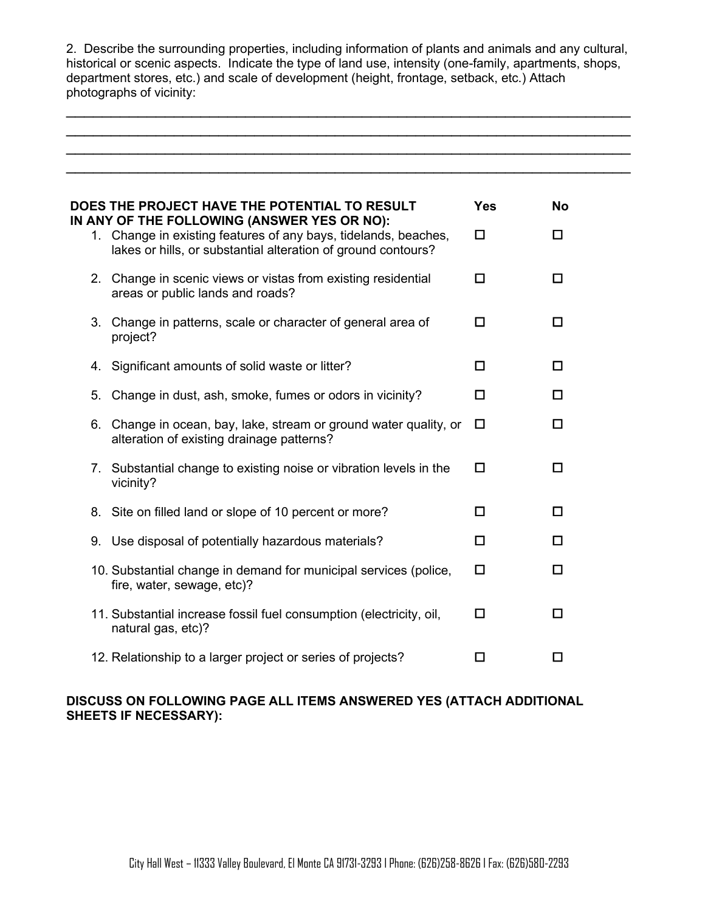2. Describe the surrounding properties, including information of plants and animals and any cultural, historical or scenic aspects. Indicate the type of land use, intensity (one-family, apartments, shops, department stores, etc.) and scale of development (height, frontage, setback, etc.) Attach photographs of vicinity:

\_\_\_\_\_\_\_\_\_\_\_\_\_\_\_\_\_\_\_\_\_\_\_\_\_\_\_\_\_\_\_\_\_\_\_\_\_\_\_\_\_\_\_\_\_\_\_\_\_\_\_\_\_\_\_\_\_\_\_\_\_\_\_\_\_\_\_\_\_\_\_\_\_\_\_\_\_\_

\_\_\_\_\_\_\_\_\_\_\_\_\_\_\_\_\_\_\_\_\_\_\_\_\_\_\_\_\_\_\_\_\_\_\_\_\_\_\_\_\_\_\_\_\_\_\_\_\_\_\_\_\_\_\_\_\_\_\_\_\_\_\_\_\_\_\_\_\_\_\_\_\_\_\_\_\_\_

\_\_\_\_\_\_\_\_\_\_\_\_\_\_\_\_\_\_\_\_\_\_\_\_\_\_\_\_\_\_\_\_\_\_\_\_\_\_\_\_\_\_\_\_\_\_\_\_\_\_\_\_\_\_\_\_\_\_\_\_\_\_\_\_\_\_\_\_\_\_\_\_\_\_\_\_\_\_

\_\_\_\_\_\_\_\_\_\_\_\_\_\_\_\_\_\_\_\_\_\_\_\_\_\_\_\_\_\_\_\_\_\_\_\_\_\_\_\_\_\_\_\_\_\_\_\_\_\_\_\_\_\_\_\_\_\_\_\_\_\_\_\_\_\_\_\_\_\_\_\_\_\_\_\_\_\_

| **DOES THE PROJECT HAVE THE POTENTIAL TO RESULT IN ANY OF THE FOLLOWING (ANSWER YES OR NO):** | **Yes** | **No** |
|---|---|---|
| 1. Change in existing features of any bays, tidelands, beaches, lakes or hills, or substantial alteration of ground contours? | ☐ | ☐ |
| 2. Change in scenic views or vistas from existing residential areas or public lands and roads? | ☐ | ☐ |
| 3. Change in patterns, scale or character of general area of project? | ☐ | ☐ |
| 4. Significant amounts of solid waste or litter? | ☐ | ☐ |
| 5. Change in dust, ash, smoke, fumes or odors in vicinity? | ☐ | ☐ |
| 6. Change in ocean, bay, lake, stream or ground water quality, or alteration of existing drainage patterns? | ☐ | ☐ |
| 7. Substantial change to existing noise or vibration levels in the vicinity? | ☐ | ☐ |
| 8. Site on filled land or slope of 10 percent or more? | ☐ | ☐ |
| 9. Use disposal of potentially hazardous materials? | ☐ | ☐ |
| 10. Substantial change in demand for municipal services (police, fire, water, sewage, etc)? | ☐ | ☐ |
| 11. Substantial increase fossil fuel consumption (electricity, oil, natural gas, etc)? | ☐ | ☐ |
| 12. Relationship to a larger project or series of projects? | ☐ | ☐ |

**DISCUSS ON FOLLOWING PAGE ALL ITEMS ANSWERED YES (ATTACH ADDITIONAL SHEETS IF NECESSARY):**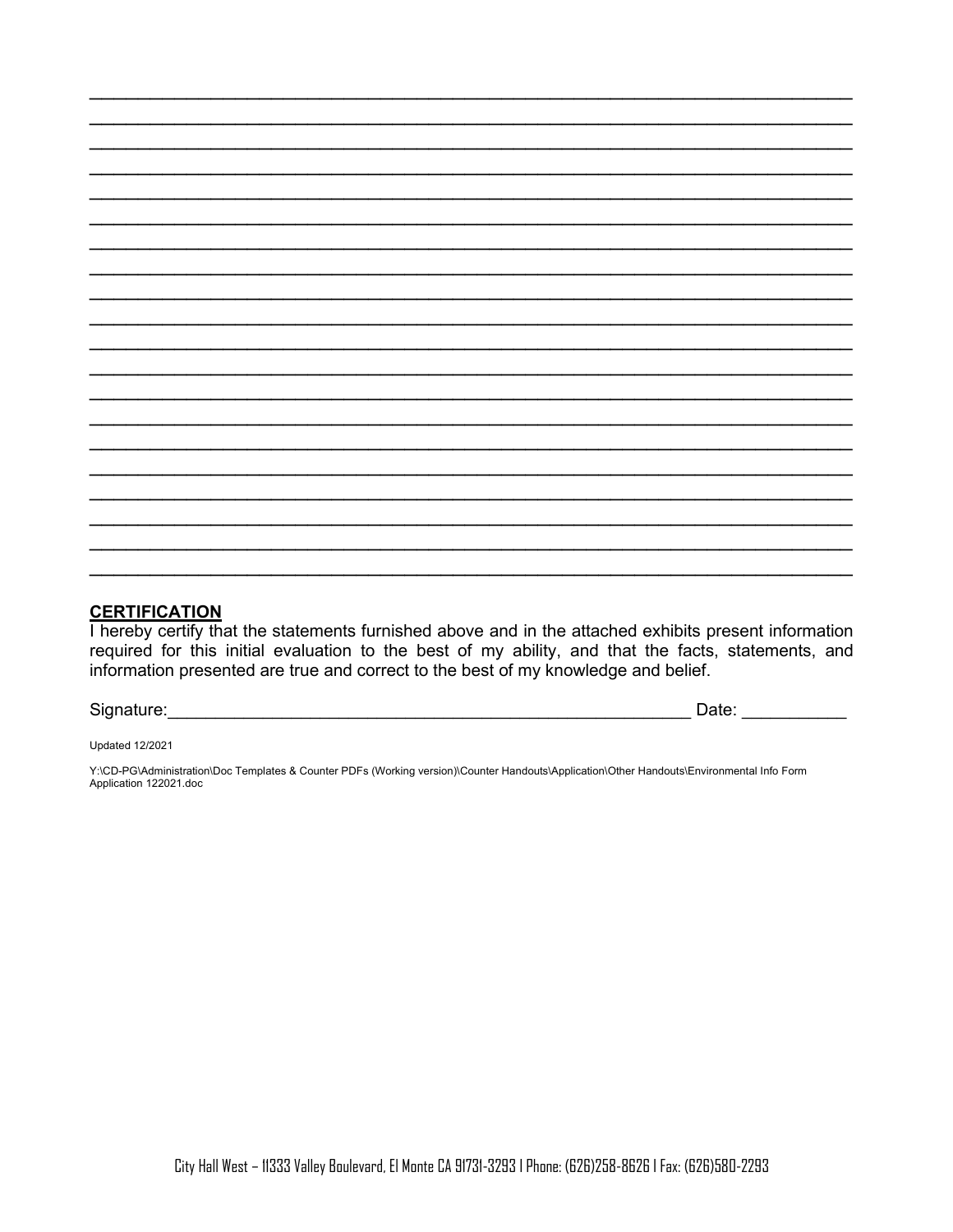____________________________________________________________________________

____________________________________________________________________________

____________________________________________________________________________

____________________________________________________________________________

____________________________________________________________________________

____________________________________________________________________________

____________________________________________________________________________

____________________________________________________________________________

____________________________________________________________________________

____________________________________________________________________________

____________________________________________________________________________

____________________________________________________________________________

____________________________________________________________________________

____________________________________________________________________________

____________________________________________________________________________

____________________________________________________________________________

____________________________________________________________________________

____________________________________________________________________________

____________________________________________________________________________

____________________________________________________________________________

**CERTIFICATION**

I hereby certify that the statements furnished above and in the attached exhibits present information required for this initial evaluation to the best of my ability, and that the facts, statements, and information presented are true and correct to the best of my knowledge and belief.

Signature:_______________________________________________________ Date: ___________

Updated 12/2021

Y:\CD-PG\Administration\Doc Templates & Counter PDFs (Working version)\Counter Handouts\Application\Other Handouts\Environmental Info Form Application 122021.doc

City Hall West – 11333 Valley Boulevard, El Monte CA 91731-3293 | Phone: (626)258-8626 | Fax: (626)580-2293